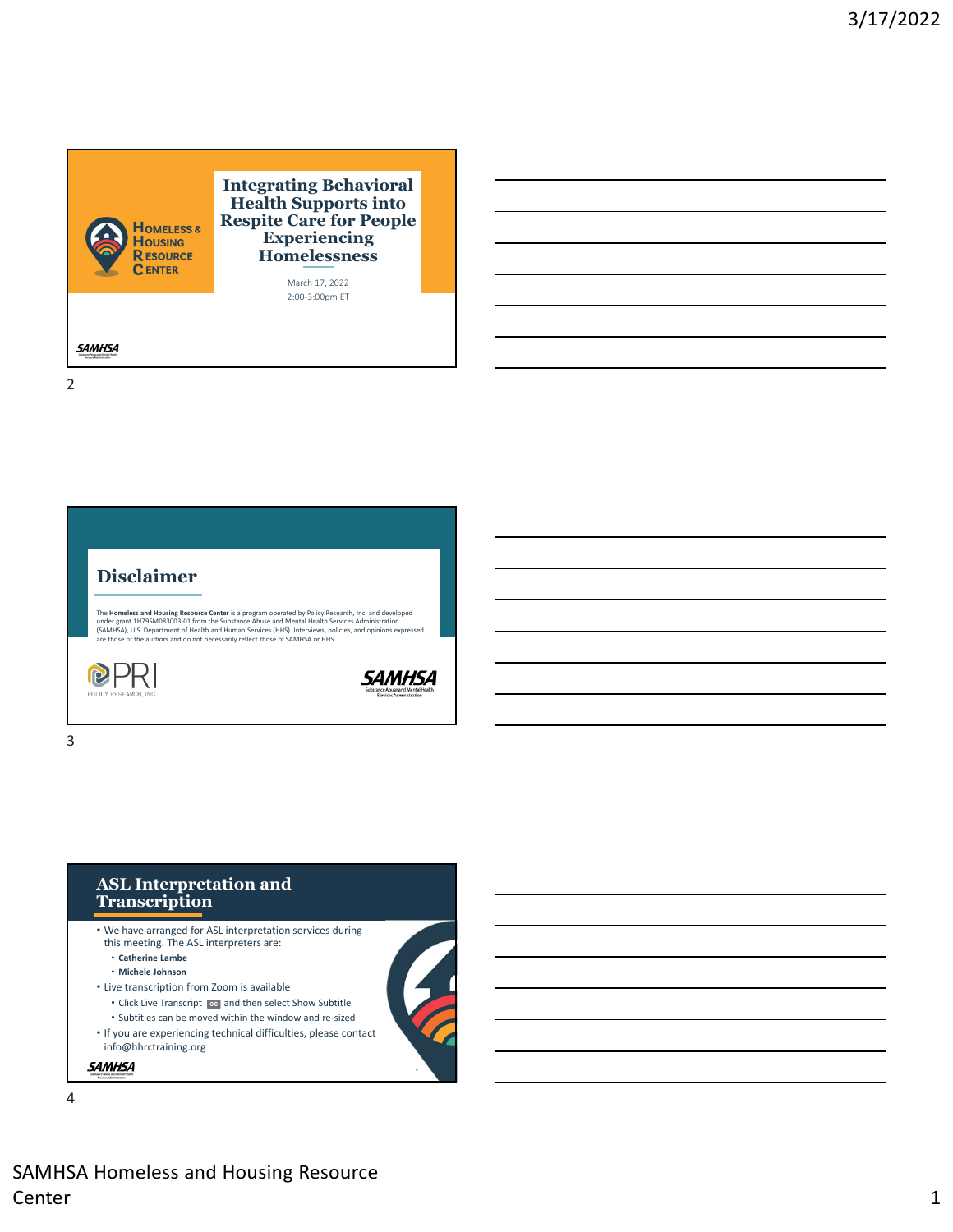# Integrating Behavioral Health Supports into Respite Care for People Experiencing Homelessness

HOMELESS & HOUSING RESOURCE CENTER

March 17, 2022
2:00-3:00pm ET

SAMHSA

## Disclaimer

The **Homeless and Housing Resource Center** is a program operated by Policy Research, Inc. and developed under grant 1H79SM083003-01 from the Substance Abuse and Mental Health Services Administration (SAMHSA), U.S. Department of Health and Human Services (HHS). Interviews, policies, and opinions expressed are those of the authors and do not necessarily reflect those of SAMHSA or HHS.

PRI POLICY RESEARCH, INC

SAMHSA Substance Abuse and Mental Health Services Administration

## ASL Interpretation and Transcription

- We have arranged for ASL interpretation services during this meeting. The ASL interpreters are:
  - **Catherine Lambe**
  - **Michele Johnson**
- Live transcription from Zoom is available
  - Click Live Transcript CC and then select Show Subtitle
  - Subtitles can be moved within the window and re-sized
- If you are experiencing technical difficulties, please contact info@hhrctraining.org

SAMHSA

SAMHSA Homeless and Housing Resource Center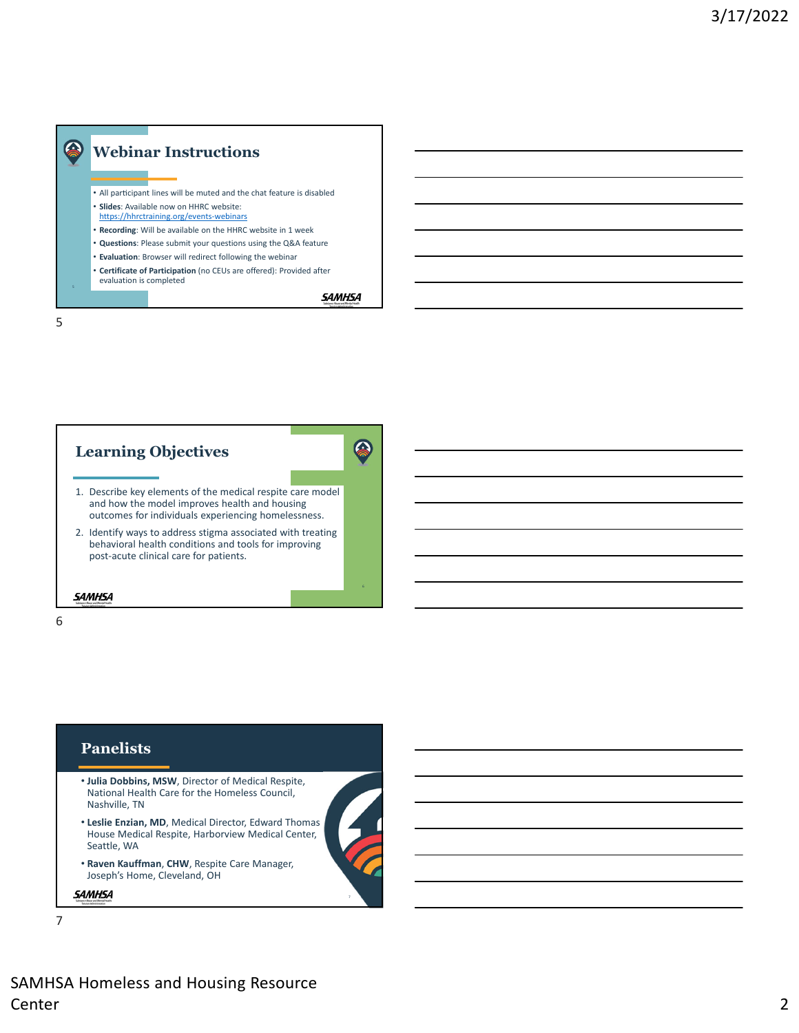## Webinar Instructions

- All participant lines will be muted and the chat feature is disabled
- **Slides**: Available now on HHRC website: https://hhrctraining.org/events-webinars
- **Recording**: Will be available on the HHRC website in 1 week
- **Questions**: Please submit your questions using the Q&A feature
- **Evaluation**: Browser will redirect following the webinar
- **Certificate of Participation** (no CEUs are offered): Provided after evaluation is completed

## Learning Objectives

1. Describe key elements of the medical respite care model and how the model improves health and housing outcomes for individuals experiencing homelessness.
2. Identify ways to address stigma associated with treating behavioral health conditions and tools for improving post-acute clinical care for patients.

## Panelists

- **Julia Dobbins, MSW**, Director of Medical Respite, National Health Care for the Homeless Council, Nashville, TN
- **Leslie Enzian, MD**, Medical Director, Edward Thomas House Medical Respite, Harborview Medical Center, Seattle, WA
- **Raven Kauffman**, **CHW**, Respite Care Manager, Joseph's Home, Cleveland, OH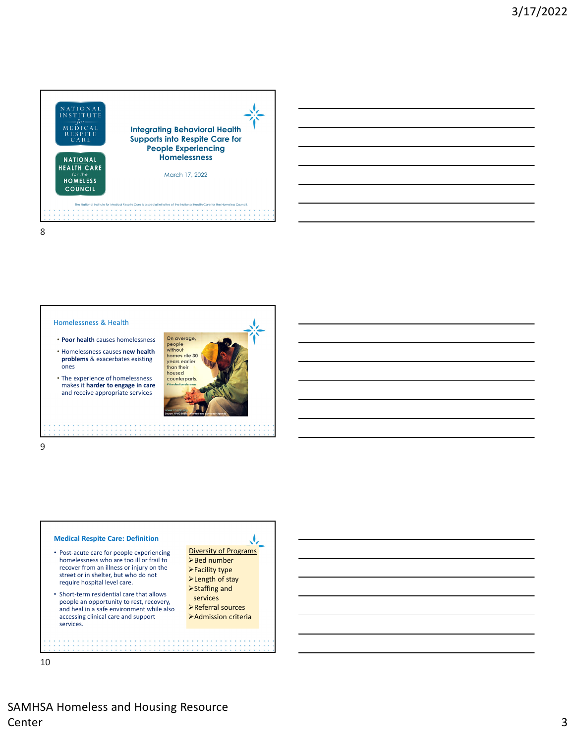## Integrating Behavioral Health Supports into Respite Care for People Experiencing Homelessness

NATIONAL INSTITUTE for MEDICAL RESPITE CARE

NATIONAL HEALTH CARE for the HOMELESS COUNCIL

March 17, 2022

The National Institute for Medical Respite Care is a special initiative of the National Health Care for the Homeless Council.

## Homelessness & Health

- **Poor health** causes homelessness
- Homelessness causes **new health problems** & exacerbates existing ones
- The experience of homelessness makes it **harder to engage in care** and receive appropriate services

On average, people without homes die 30 years earlier than their housed counterparts.

## Medical Respite Care: Definition

- Post-acute care for people experiencing homelessness who are too ill or frail to recover from an illness or injury on the street or in shelter, but who do not require hospital level care.
- Short-term residential care that allows people an opportunity to rest, recovery, and heal in a safe environment while also accessing clinical care and support services.

Diversity of Programs

- Bed number
- Facility type
- Length of stay
- Staffing and services
- Referral sources
- Admission criteria

SAMHSA Homeless and Housing Resource Center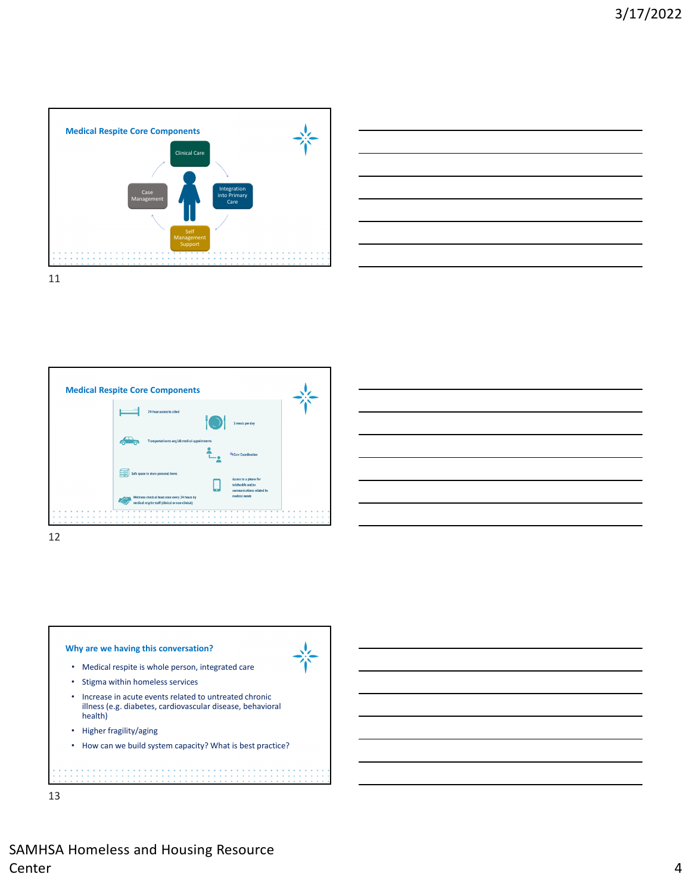## Medical Respite Core Components

Clinical Care

Integration into Primary Care

Self Management Support

Case Management

## Medical Respite Core Components

24-hour access to a bed

3 meals per day

Transportation to any/all medical appointments

Care Coordination

Safe space to store personal items

Access to a phone for telehealth and/or communications related to medical needs

Wellness check at least once every 24 hours by medical respite staff (clinical or non-clinical)

## Why are we having this conversation?

- Medical respite is whole person, integrated care
- Stigma within homeless services
- Increase in acute events related to untreated chronic illness (e.g. diabetes, cardiovascular disease, behavioral health)
- Higher fragility/aging
- How can we build system capacity? What is best practice?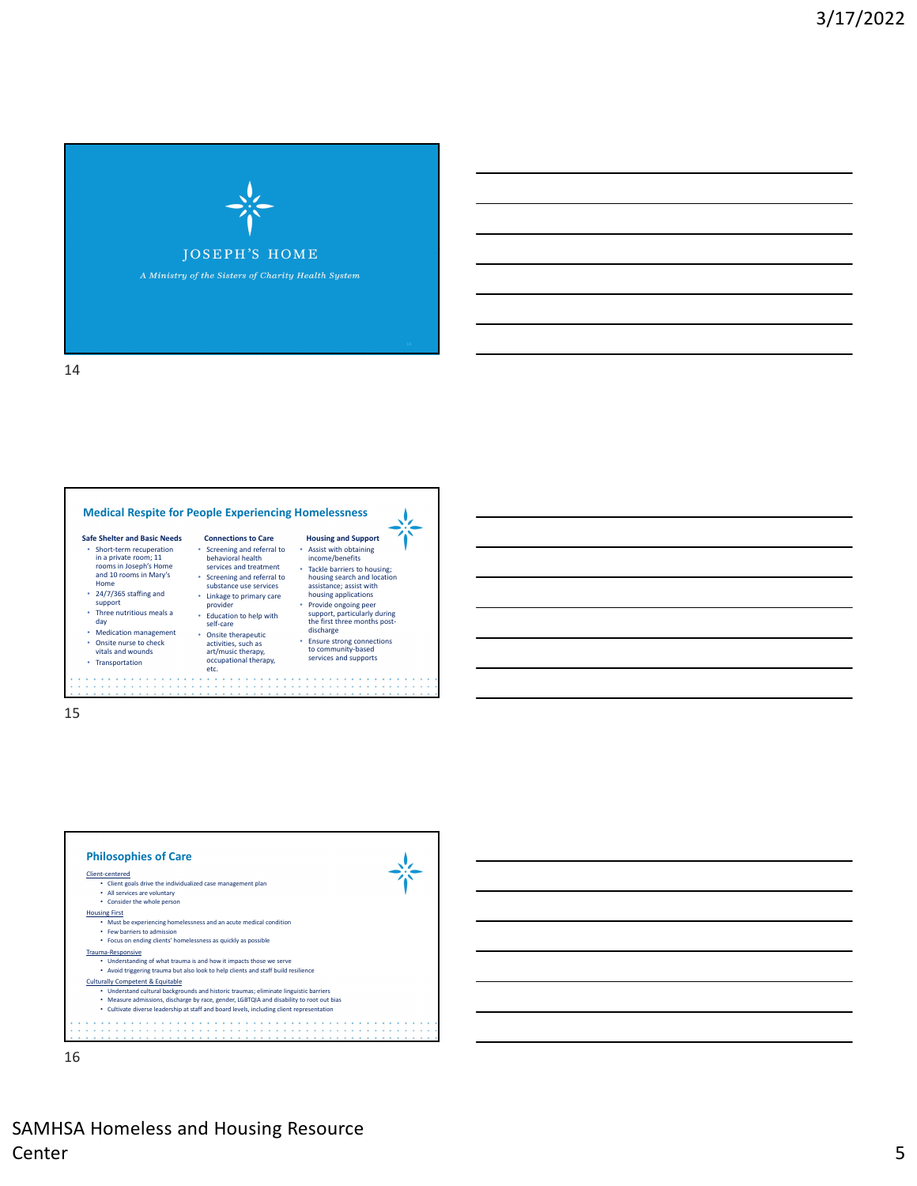# JOSEPH'S HOME

*A Ministry of the Sisters of Charity Health System*

## Medical Respite for People Experiencing Homelessness

**Safe Shelter and Basic Needs**
- Short-term recuperation in a private room; 11 rooms in Joseph's Home and 10 rooms in Mary's Home
- 24/7/365 staffing and support
- Three nutritious meals a day
- Medication management
- Onsite nurse to check vitals and wounds
- Transportation

**Connections to Care**
- Screening and referral to behavioral health services and treatment
- Screening and referral to substance use services
- Linkage to primary care provider
- Education to help with self-care
- Onsite therapeutic activities, such as art/music therapy, occupational therapy, etc.

**Housing and Support**
- Assist with obtaining income/benefits
- Tackle barriers to housing; housing search and location assistance; assist with housing applications
- Provide ongoing peer support, particularly during the first three months post-discharge
- Ensure strong connections to community-based services and supports

## Philosophies of Care

Client-centered
- Client goals drive the individualized case management plan
- All services are voluntary
- Consider the whole person

Housing First
- Must be experiencing homelessness and an acute medical condition
- Few barriers to admission
- Focus on ending clients' homelessness as quickly as possible

Trauma-Responsive
- Understanding of what trauma is and how it impacts those we serve
- Avoid triggering trauma but also look to help clients and staff build resilience

Culturally Competent & Equitable
- Understand cultural backgrounds and historic traumas; eliminate linguistic barriers
- Measure admissions, discharge by race, gender, LGBTQIA and disability to root out bias
- Cultivate diverse leadership at staff and board levels, including client representation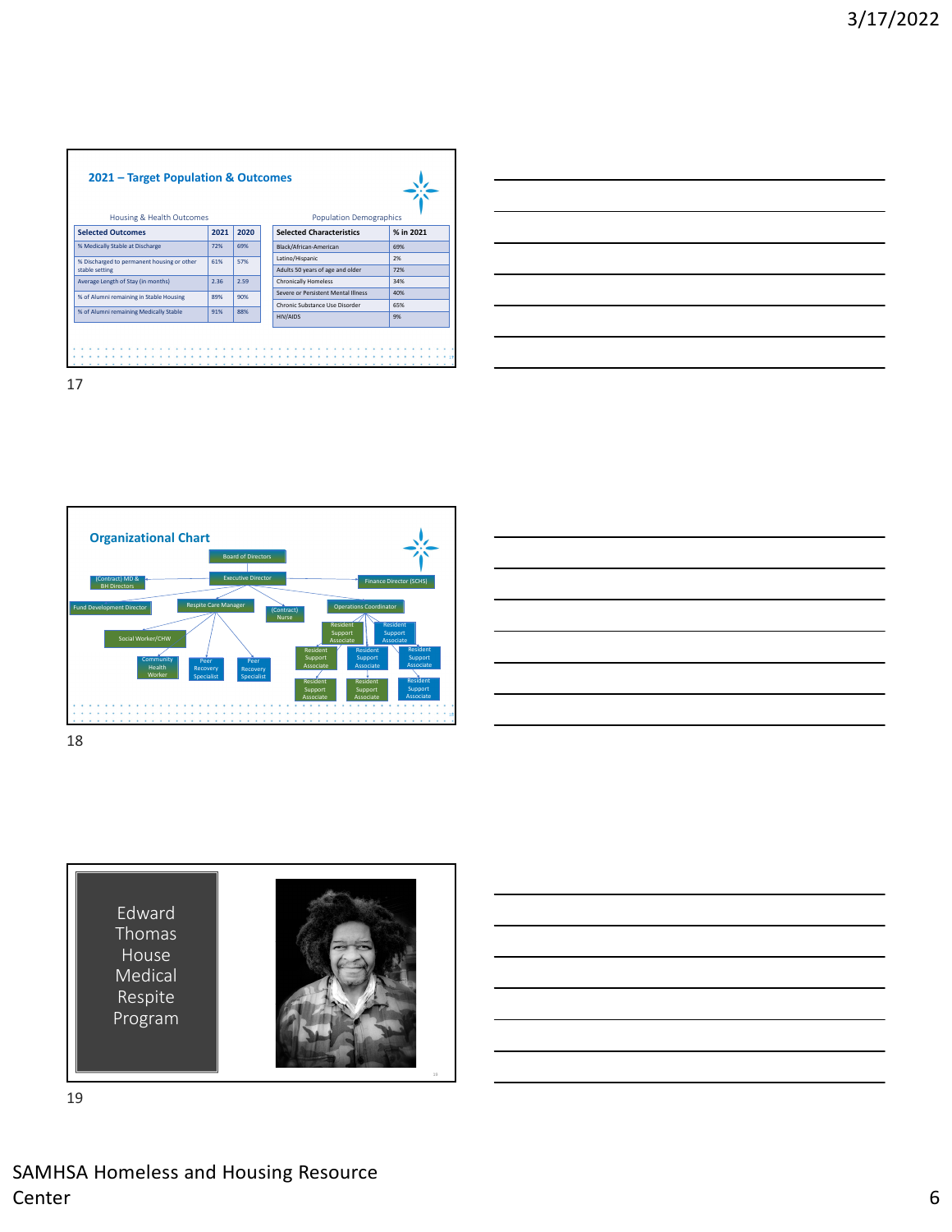## 2021 – Target Population & Outcomes

Housing & Health Outcomes

| Selected Outcomes | 2021 | 2020 |
| --- | --- | --- |
| % Medically Stable at Discharge | 72% | 69% |
| % Discharged to permanent housing or other stable setting | 61% | 57% |
| Average Length of Stay (in months) | 2.36 | 2.59 |
| % of Alumni remaining in Stable Housing | 89% | 90% |
| % of Alumni remaining Medically Stable | 91% | 88% |

Population Demographics

| Selected Characteristics | % in 2021 |
| --- | --- |
| Black/African-American | 69% |
| Latino/Hispanic | 2% |
| Adults 50 years of age and older | 72% |
| Chronically Homeless | 34% |
| Severe or Persistent Mental Illness | 40% |
| Chronic Substance Use Disorder | 65% |
| HIV/AIDS | 9% |

## Organizational Chart

- Board of Directors
- Executive Director
  - (Contract) MD & BH Directors
  - Finance Director (SCHS)
  - Fund Development Director
  - Respite Care Manager
    - Social Worker/CHW
      - Community Health Worker
    - Peer Recovery Specialist
    - Peer Recovery Specialist
  - (Contract) Nurse
  - Operations Coordinator
    - Resident Support Associate
    - Resident Support Associate
    - Resident Support Associate
    - Resident Support Associate
    - Resident Support Associate
    - Resident Support Associate
    - Resident Support Associate
    - Resident Support Associate

Edward Thomas House Medical Respite Program

SAMHSA Homeless and Housing Resource Center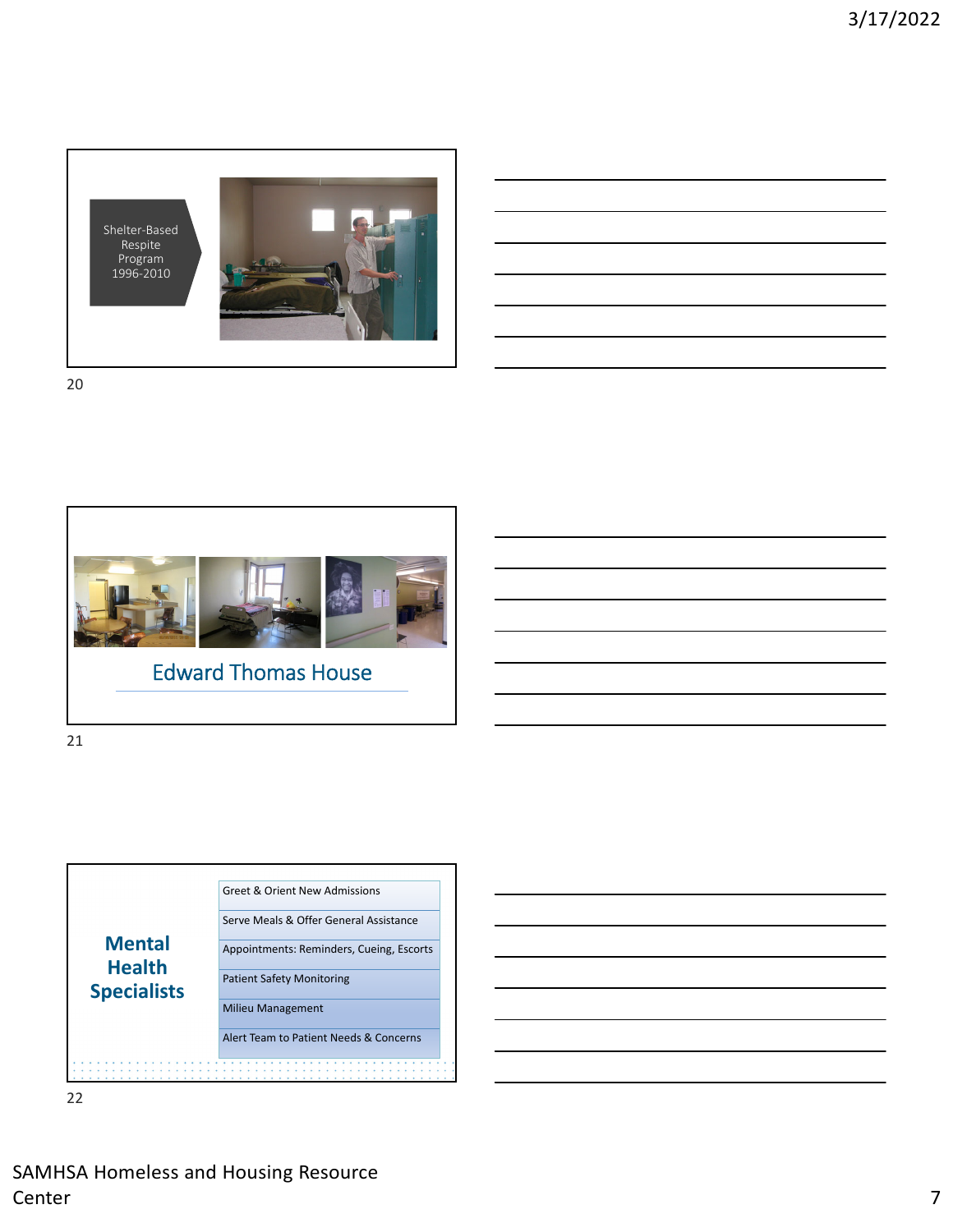Shelter-Based Respite Program 1996-2010

## Edward Thomas House

## Mental Health Specialists

- Greet & Orient New Admissions
- Serve Meals & Offer General Assistance
- Appointments: Reminders, Cueing, Escorts
- Patient Safety Monitoring
- Milieu Management
- Alert Team to Patient Needs & Concerns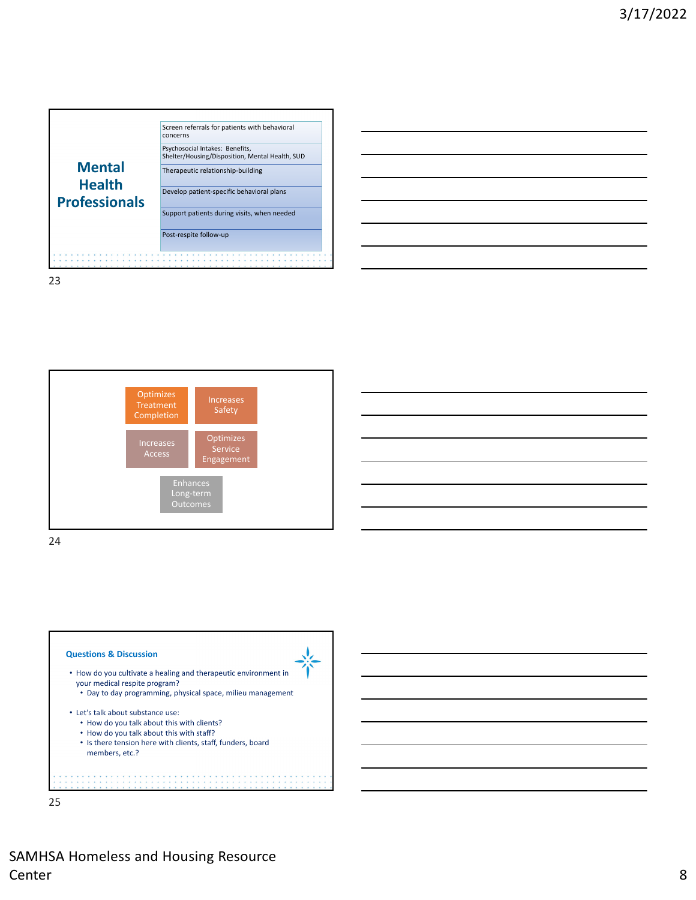## Mental Health Professionals

- Screen referrals for patients with behavioral concerns
- Psychosocial Intakes: Benefits, Shelter/Housing/Disposition, Mental Health, SUD
- Therapeutic relationship-building
- Develop patient-specific behavioral plans
- Support patients during visits, when needed
- Post-respite follow-up

23

- Optimizes Treatment Completion
- Increases Safety
- Increases Access
- Optimizes Service Engagement
- Enhances Long-term Outcomes

24

### Questions & Discussion

- How do you cultivate a healing and therapeutic environment in your medical respite program?
  - Day to day programming, physical space, milieu management
- Let's talk about substance use:
  - How do you talk about this with clients?
  - How do you talk about this with staff?
  - Is there tension here with clients, staff, funders, board members, etc.?

25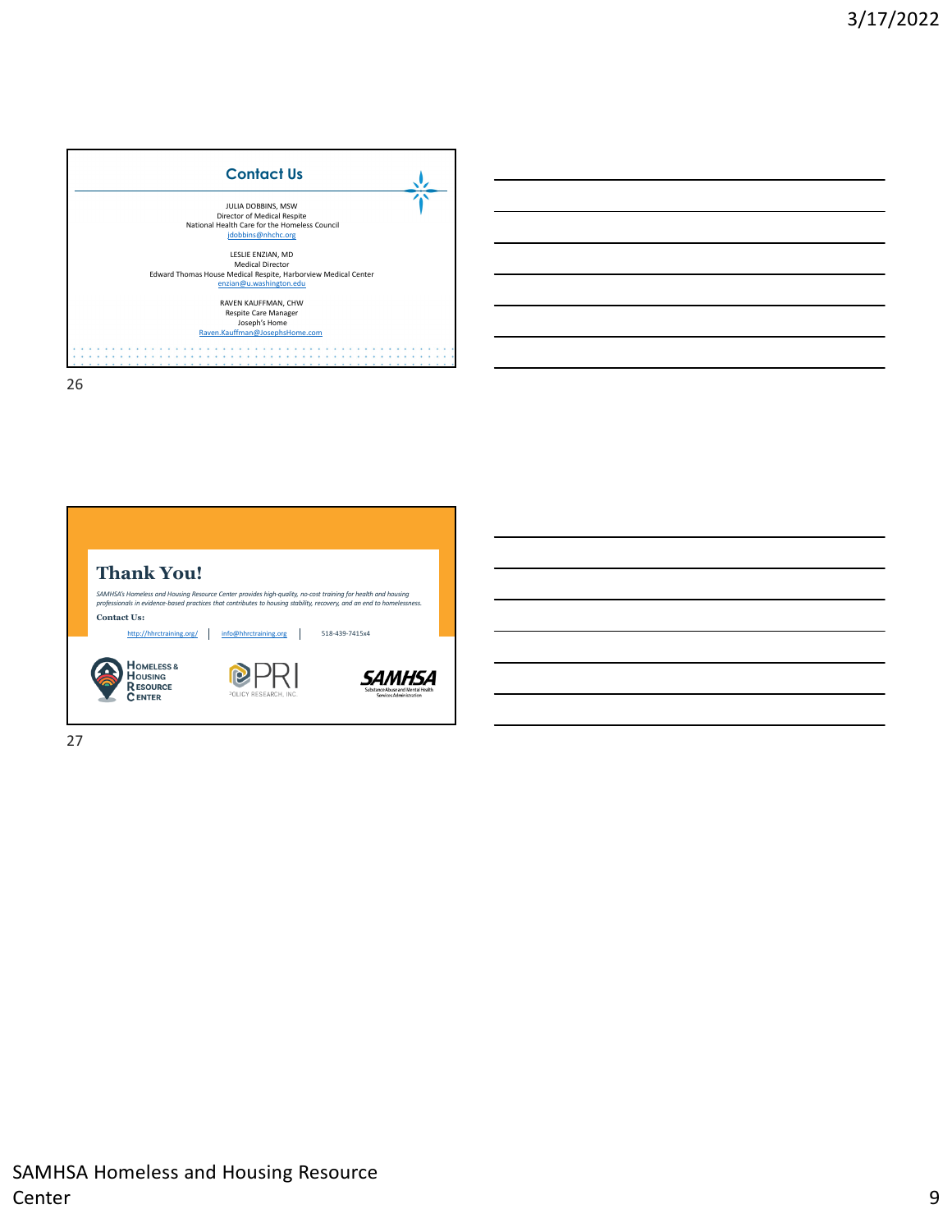## Contact Us

JULIA DOBBINS, MSW
Director of Medical Respite
National Health Care for the Homeless Council
jdobbins@nhchc.org

LESLIE ENZIAN, MD
Medical Director
Edward Thomas House Medical Respite, Harborview Medical Center
enzian@u.washington.edu

RAVEN KAUFFMAN, CHW
Respite Care Manager
Joseph's Home
Raven.Kauffman@JosephsHome.com

## Thank You!

*SAMHSA's Homeless and Housing Resource Center provides high-quality, no-cost training for health and housing professionals in evidence-based practices that contributes to housing stability, recovery, and an end to homelessness.*

**Contact Us:**

http://hhrctraining.org/ | info@hhrctraining.org | 518-439-7415x4

Homeless & Housing Resource Center

PRI Policy Research, Inc.

SAMHSA Substance Abuse and Mental Health Services Administration